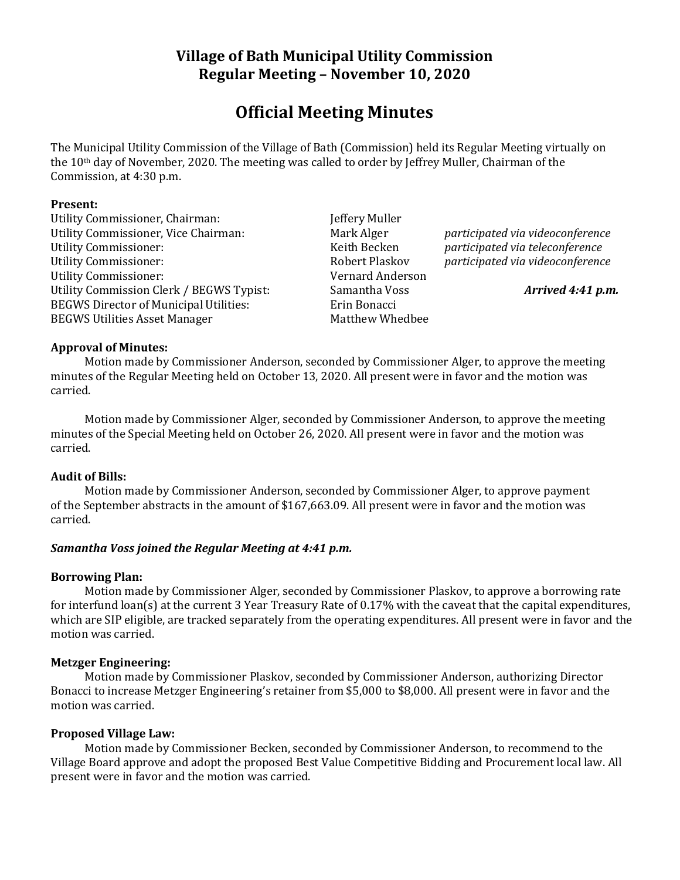# Village of Bath Municipal Utility Commission
# Regular Meeting – November 10, 2020

## Official Meeting Minutes

The Municipal Utility Commission of the Village of Bath (Commission) held its Regular Meeting virtually on the 10th day of November, 2020. The meeting was called to order by Jeffrey Muller, Chairman of the Commission, at 4:30 p.m.

**Present:**

| | | |
|---|---|---|
| Utility Commissioner, Chairman: | Jeffery Muller | |
| Utility Commissioner, Vice Chairman: | Mark Alger | *participated via videoconference* |
| Utility Commissioner: | Keith Becken | *participated via teleconference* |
| Utility Commissioner: | Robert Plaskov | *participated via videoconference* |
| Utility Commissioner: | Vernard Anderson | |
| Utility Commission Clerk / BEGWS Typist: | Samantha Voss | ***Arrived 4:41 p.m.*** |
| BEGWS Director of Municipal Utilities: | Erin Bonacci | |
| BEGWS Utilities Asset Manager | Matthew Whedbee | |

**Approval of Minutes:**

Motion made by Commissioner Anderson, seconded by Commissioner Alger, to approve the meeting minutes of the Regular Meeting held on October 13, 2020. All present were in favor and the motion was carried.

Motion made by Commissioner Alger, seconded by Commissioner Anderson, to approve the meeting minutes of the Special Meeting held on October 26, 2020. All present were in favor and the motion was carried.

**Audit of Bills:**

Motion made by Commissioner Anderson, seconded by Commissioner Alger, to approve payment of the September abstracts in the amount of $167,663.09. All present were in favor and the motion was carried.

***Samantha Voss joined the Regular Meeting at 4:41 p.m.***

**Borrowing Plan:**

Motion made by Commissioner Alger, seconded by Commissioner Plaskov, to approve a borrowing rate for interfund loan(s) at the current 3 Year Treasury Rate of 0.17% with the caveat that the capital expenditures, which are SIP eligible, are tracked separately from the operating expenditures. All present were in favor and the motion was carried.

**Metzger Engineering:**

Motion made by Commissioner Plaskov, seconded by Commissioner Anderson, authorizing Director Bonacci to increase Metzger Engineering's retainer from $5,000 to $8,000. All present were in favor and the motion was carried.

**Proposed Village Law:**

Motion made by Commissioner Becken, seconded by Commissioner Anderson, to recommend to the Village Board approve and adopt the proposed Best Value Competitive Bidding and Procurement local law. All present were in favor and the motion was carried.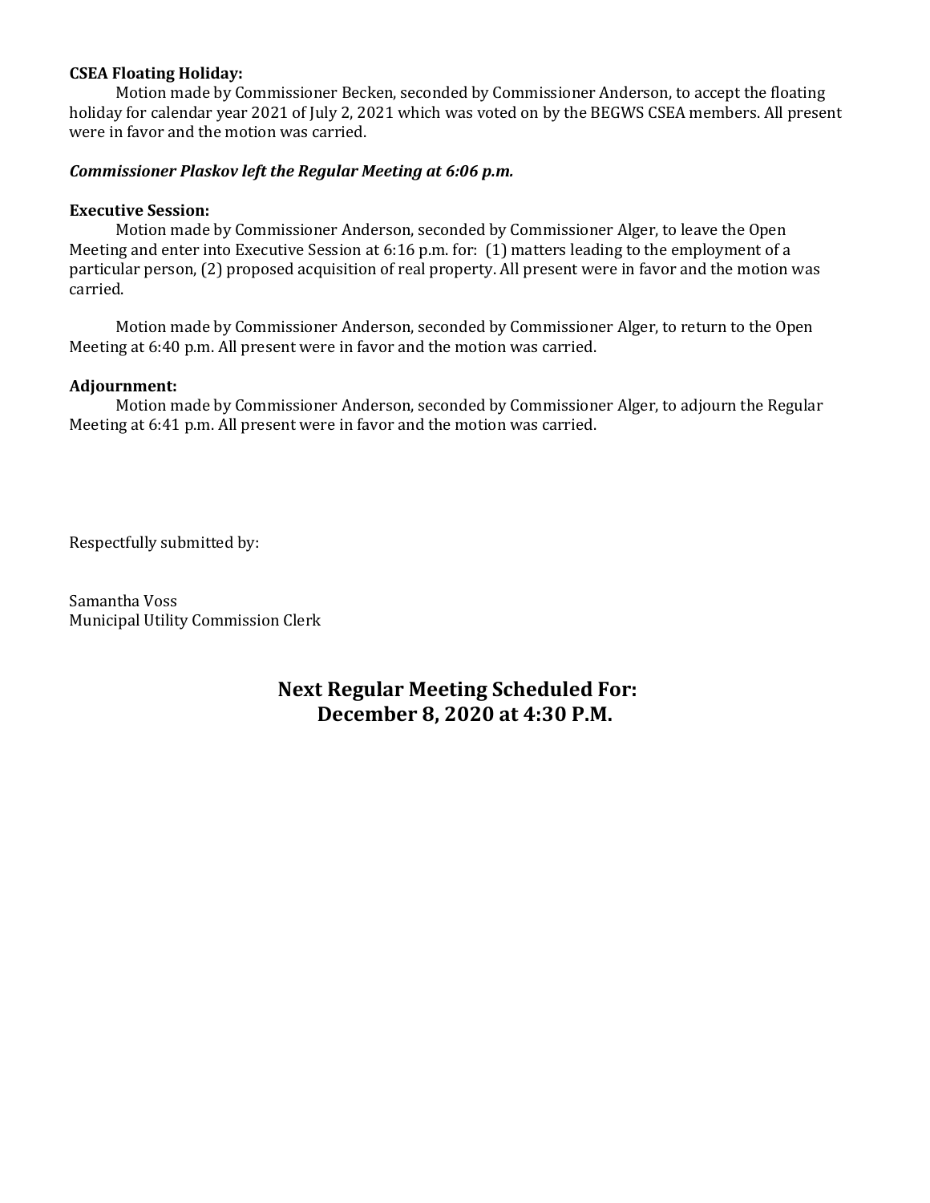**CSEA Floating Holiday:**

Motion made by Commissioner Becken, seconded by Commissioner Anderson, to accept the floating holiday for calendar year 2021 of July 2, 2021 which was voted on by the BEGWS CSEA members. All present were in favor and the motion was carried.

***Commissioner Plaskov left the Regular Meeting at 6:06 p.m.***

**Executive Session:**

Motion made by Commissioner Anderson, seconded by Commissioner Alger, to leave the Open Meeting and enter into Executive Session at 6:16 p.m. for: (1) matters leading to the employment of a particular person, (2) proposed acquisition of real property. All present were in favor and the motion was carried.

Motion made by Commissioner Anderson, seconded by Commissioner Alger, to return to the Open Meeting at 6:40 p.m. All present were in favor and the motion was carried.

**Adjournment:**

Motion made by Commissioner Anderson, seconded by Commissioner Alger, to adjourn the Regular Meeting at 6:41 p.m. All present were in favor and the motion was carried.

Respectfully submitted by:

Samantha Voss
Municipal Utility Commission Clerk

## Next Regular Meeting Scheduled For: December 8, 2020 at 4:30 P.M.